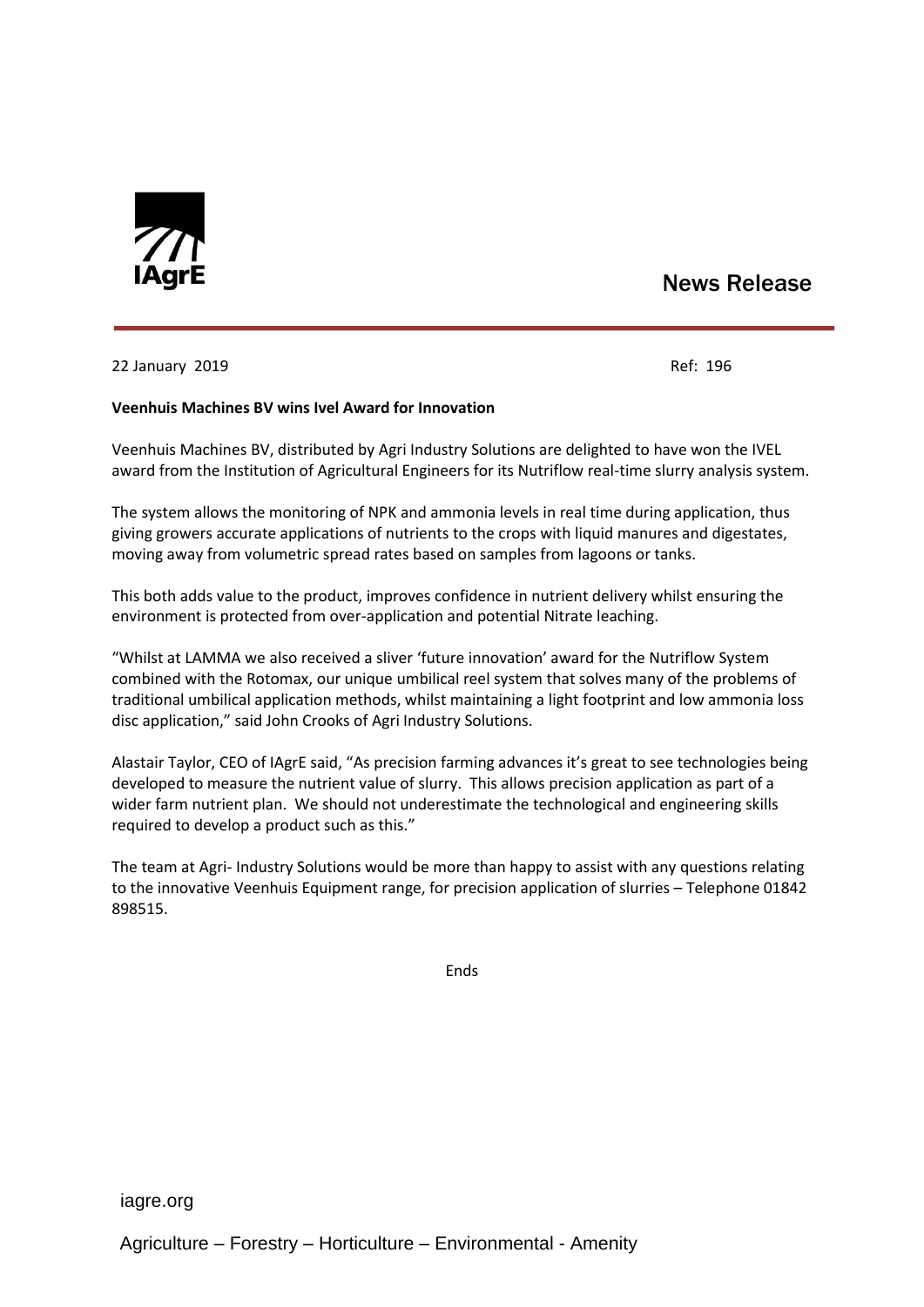IAgrE

# News Release

22 January 2019 Ref: 196

**Veenhuis Machines BV wins Ivel Award for Innovation**

Veenhuis Machines BV, distributed by Agri Industry Solutions are delighted to have won the IVEL award from the Institution of Agricultural Engineers for its Nutriflow real-time slurry analysis system.

The system allows the monitoring of NPK and ammonia levels in real time during application, thus giving growers accurate applications of nutrients to the crops with liquid manures and digestates, moving away from volumetric spread rates based on samples from lagoons or tanks.

This both adds value to the product, improves confidence in nutrient delivery whilst ensuring the environment is protected from over-application and potential Nitrate leaching.

"Whilst at LAMMA we also received a sliver 'future innovation' award for the Nutriflow System combined with the Rotomax, our unique umbilical reel system that solves many of the problems of traditional umbilical application methods, whilst maintaining a light footprint and low ammonia loss disc application," said John Crooks of Agri Industry Solutions.

Alastair Taylor, CEO of IAgrE said, "As precision farming advances it's great to see technologies being developed to measure the nutrient value of slurry. This allows precision application as part of a wider farm nutrient plan. We should not underestimate the technological and engineering skills required to develop a product such as this."

The team at Agri- Industry Solutions would be more than happy to assist with any questions relating to the innovative Veenhuis Equipment range, for precision application of slurries – Telephone 01842 898515.

Ends

iagre.org

Agriculture – Forestry – Horticulture – Environmental - Amenity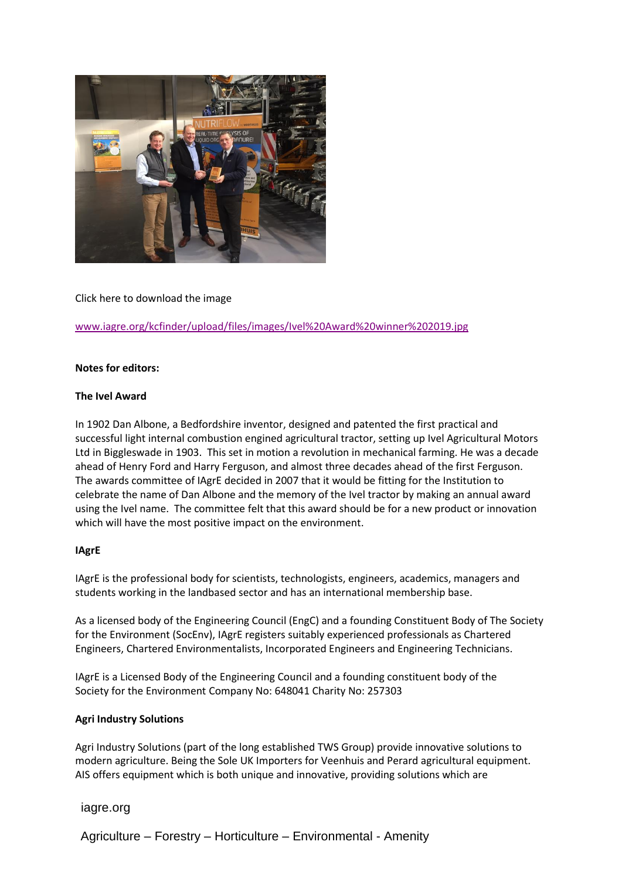Click here to download the image

[www.iagre.org/kcfinder/upload/files/images/Ivel%20Award%20winner%202019.jpg](www.iagre.org/kcfinder/upload/files/images/Ivel%20Award%20winner%202019.jpg)

**Notes for editors:**

**The Ivel Award**

In 1902 Dan Albone, a Bedfordshire inventor, designed and patented the first practical and successful light internal combustion engined agricultural tractor, setting up Ivel Agricultural Motors Ltd in Biggleswade in 1903. This set in motion a revolution in mechanical farming. He was a decade ahead of Henry Ford and Harry Ferguson, and almost three decades ahead of the first Ferguson. The awards committee of IAgrE decided in 2007 that it would be fitting for the Institution to celebrate the name of Dan Albone and the memory of the Ivel tractor by making an annual award using the Ivel name. The committee felt that this award should be for a new product or innovation which will have the most positive impact on the environment.

**IAgrE**

IAgrE is the professional body for scientists, technologists, engineers, academics, managers and students working in the landbased sector and has an international membership base.

As a licensed body of the Engineering Council (EngC) and a founding Constituent Body of The Society for the Environment (SocEnv), IAgrE registers suitably experienced professionals as Chartered Engineers, Chartered Environmentalists, Incorporated Engineers and Engineering Technicians.

IAgrE is a Licensed Body of the Engineering Council and a founding constituent body of the Society for the Environment Company No: 648041 Charity No: 257303

**Agri Industry Solutions**

Agri Industry Solutions (part of the long established TWS Group) provide innovative solutions to modern agriculture. Being the Sole UK Importers for Veenhuis and Perard agricultural equipment. AIS offers equipment which is both unique and innovative, providing solutions which are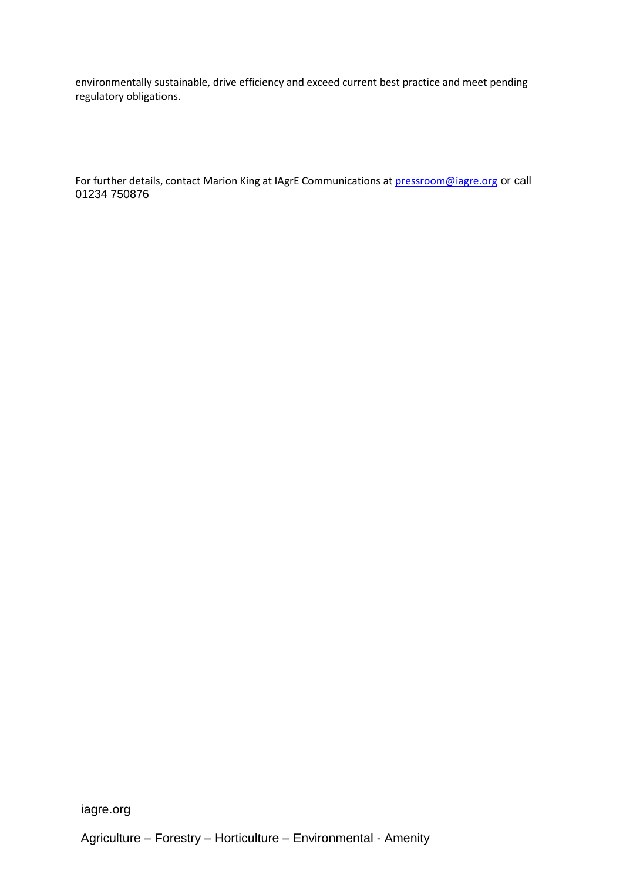environmentally sustainable, drive efficiency and exceed current best practice and meet pending regulatory obligations.

For further details, contact Marion King at IAgrE Communications at pressroom@iagre.org or call 01234 750876

iagre.org

Agriculture – Forestry – Horticulture – Environmental - Amenity